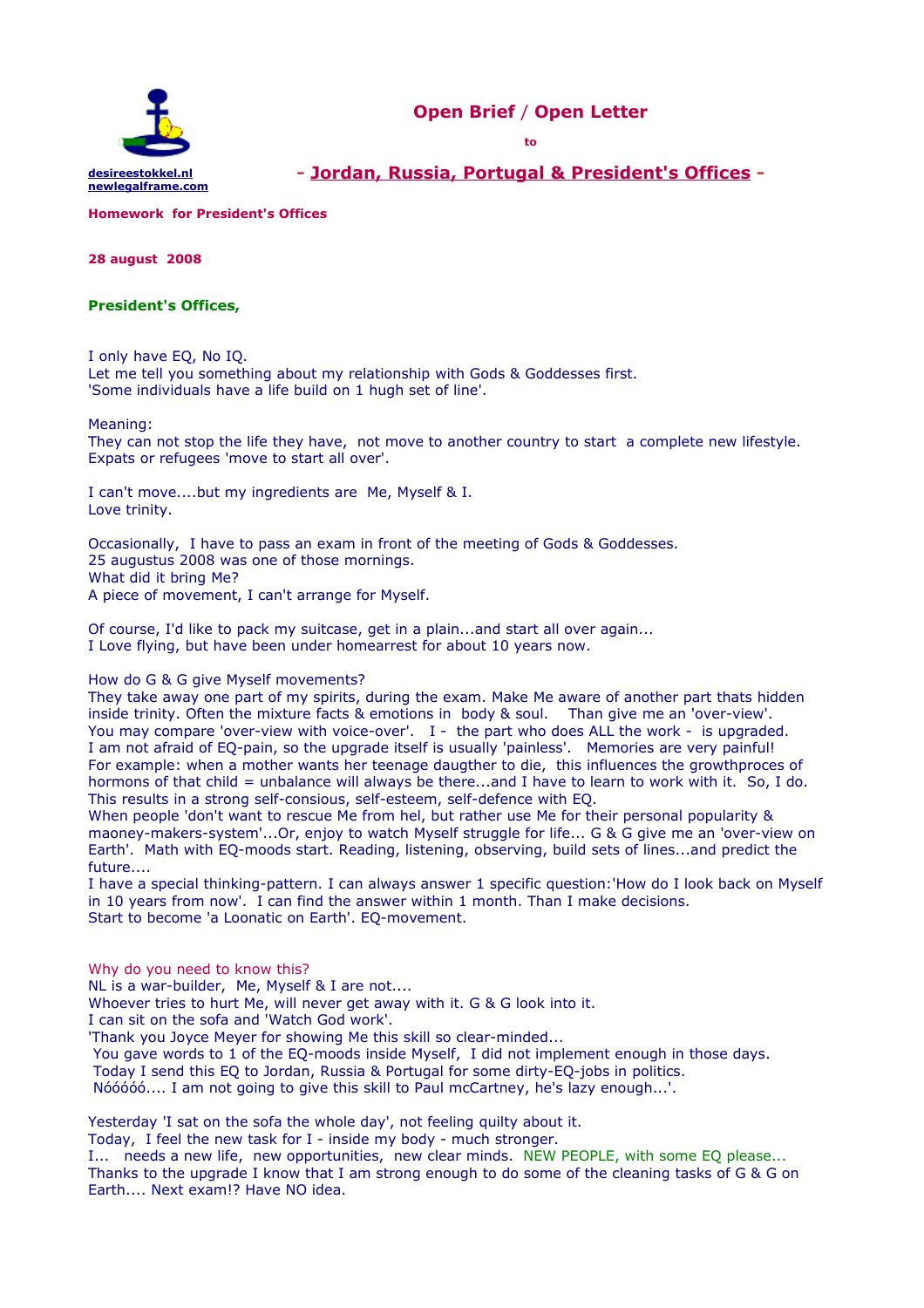desireestokkel.nl
newlegalframe.com

# Open Brief / Open Letter

to

## - Jordan, Russia, Portugal & President's Offices -

**Homework for President's Offices**

**28 august 2008**

**President's Offices,**

I only have EQ, No IQ.
Let me tell you something about my relationship with Gods & Goddesses first.
'Some individuals have a life build on 1 hugh set of line'.

Meaning:
They can not stop the life they have, not move to another country to start a complete new lifestyle.
Expats or refugees 'move to start all over'.

I can't move....but my ingredients are Me, Myself & I.
Love trinity.

Occasionally, I have to pass an exam in front of the meeting of Gods & Goddesses.
25 augustus 2008 was one of those mornings.
What did it bring Me?
A piece of movement, I can't arrange for Myself.

Of course, I'd like to pack my suitcase, get in a plain...and start all over again...
I Love flying, but have been under homearrest for about 10 years now.

How do G & G give Myself movements?
They take away one part of my spirits, during the exam. Make Me aware of another part thats hidden inside trinity. Often the mixture facts & emotions in body & soul. Than give me an 'over-view'.
You may compare 'over-view with voice-over'. I - the part who does ALL the work - is upgraded.
I am not afraid of EQ-pain, so the upgrade itself is usually 'painless'. Memories are very painful!
For example: when a mother wants her teenage daugther to die, this influences the growthproces of hormons of that child = unbalance will always be there...and I have to learn to work with it. So, I do.
This results in a strong self-consious, self-esteem, self-defence with EQ.
When people 'don't want to rescue Me from hel, but rather use Me for their personal popularity & maoney-makers-system'...Or, enjoy to watch Myself struggle for life... G & G give me an 'over-view on Earth'. Math with EQ-moods start. Reading, listening, observing, build sets of lines...and predict the future....
I have a special thinking-pattern. I can always answer 1 specific question:'How do I look back on Myself in 10 years from now'. I can find the answer within 1 month. Than I make decisions.
Start to become 'a Loonatic on Earth'. EQ-movement.

Why do you need to know this?
NL is a war-builder, Me, Myself & I are not....
Whoever tries to hurt Me, will never get away with it. G & G look into it.
I can sit on the sofa and 'Watch God work'.
'Thank you Joyce Meyer for showing Me this skill so clear-minded...
You gave words to 1 of the EQ-moods inside Myself, I did not implement enough in those days.
Today I send this EQ to Jordan, Russia & Portugal for some dirty-EQ-jobs in politics.
Nóóóóó.... I am not going to give this skill to Paul mcCartney, he's lazy enough...'.

Yesterday 'I sat on the sofa the whole day', not feeling quilty about it.
Today, I feel the new task for I - inside my body - much stronger.
I... needs a new life, new opportunities, new clear minds. NEW PEOPLE, with some EQ please...
Thanks to the upgrade I know that I am strong enough to do some of the cleaning tasks of G & G on Earth.... Next exam!? Have NO idea.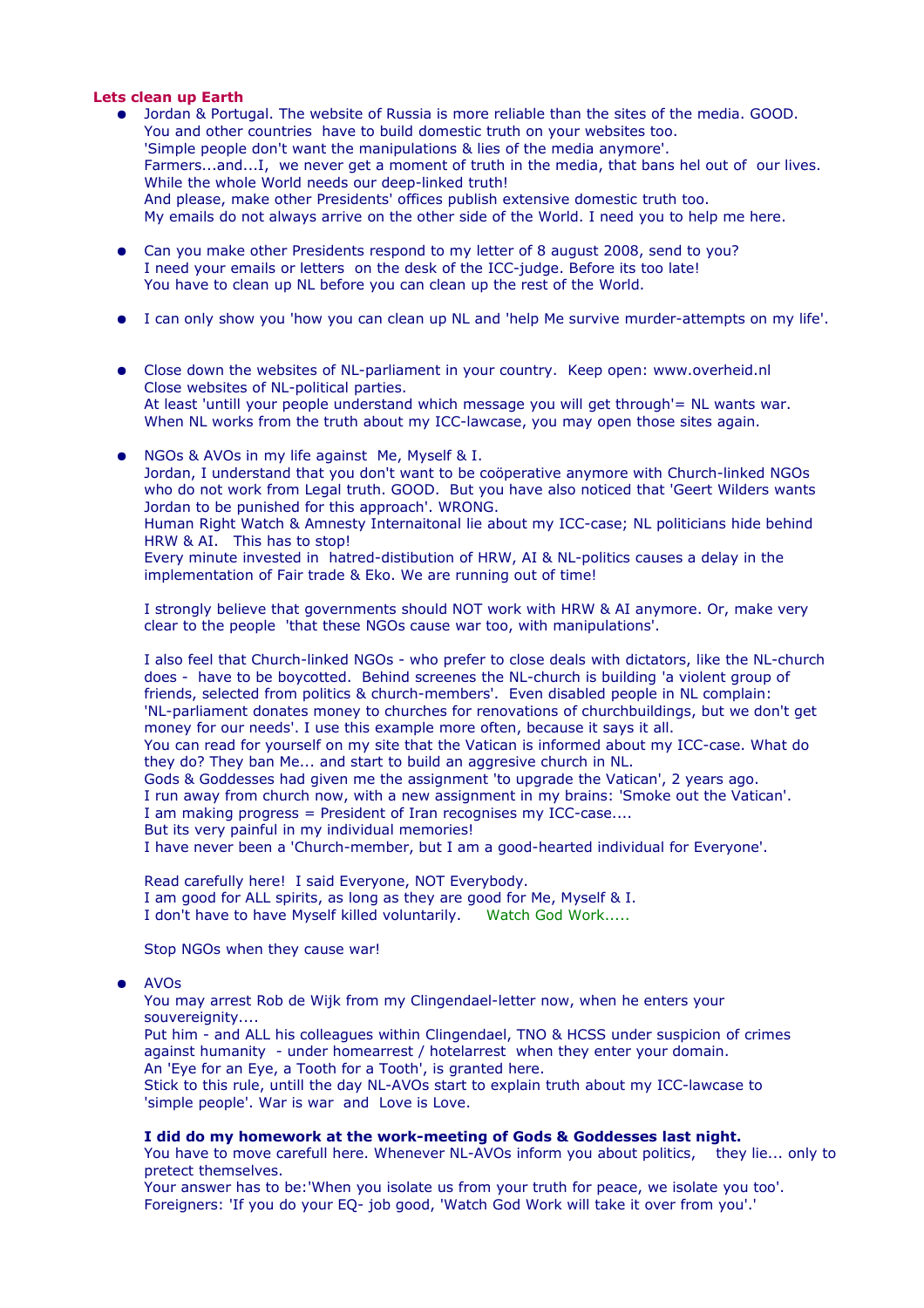## Lets clean up Earth

- Jordan & Portugal. The website of Russia is more reliable than the sites of the media. GOOD.
  You and other countries have to build domestic truth on your websites too.
  'Simple people don't want the manipulations & lies of the media anymore'.
  Farmers...and...I, we never get a moment of truth in the media, that bans hel out of our lives.
  While the whole World needs our deep-linked truth!
  And please, make other Presidents' offices publish extensive domestic truth too.
  My emails do not always arrive on the other side of the World. I need you to help me here.

- Can you make other Presidents respond to my letter of 8 august 2008, send to you?
  I need your emails or letters on the desk of the ICC-judge. Before its too late!
  You have to clean up NL before you can clean up the rest of the World.

- I can only show you 'how you can clean up NL and 'help Me survive murder-attempts on my life'.

- Close down the websites of NL-parliament in your country. Keep open: www.overheid.nl
  Close websites of NL-political parties.
  At least 'untill your people understand which message you will get through'= NL wants war.
  When NL works from the truth about my ICC-lawcase, you may open those sites again.

- NGOs & AVOs in my life against Me, Myself & I.
  Jordan, I understand that you don't want to be coöperative anymore with Church-linked NGOs who do not work from Legal truth. GOOD. But you have also noticed that 'Geert Wilders wants Jordan to be punished for this approach'. WRONG.
  Human Right Watch & Amnesty Internaitonal lie about my ICC-case; NL politicians hide behind HRW & AI. This has to stop!
  Every minute invested in hatred-distibution of HRW, AI & NL-politics causes a delay in the implementation of Fair trade & Eko. We are running out of time!

  I strongly believe that governments should NOT work with HRW & AI anymore. Or, make very clear to the people 'that these NGOs cause war too, with manipulations'.

  I also feel that Church-linked NGOs - who prefer to close deals with dictators, like the NL-church does - have to be boycotted. Behind screenes the NL-church is building 'a violent group of friends, selected from politics & church-members'. Even disabled people in NL complain: 'NL-parliament donates money to churches for renovations of churchbuildings, but we don't get money for our needs'. I use this example more often, because it says it all.
  You can read for yourself on my site that the Vatican is informed about my ICC-case. What do they do? They ban Me... and start to build an aggresive church in NL.
  Gods & Goddesses had given me the assignment 'to upgrade the Vatican', 2 years ago.
  I run away from church now, with a new assignment in my brains: 'Smoke out the Vatican'.
  I am making progress = President of Iran recognises my ICC-case....
  But its very painful in my individual memories!
  I have never been a 'Church-member, but I am a good-hearted individual for Everyone'.

  Read carefully here! I said Everyone, NOT Everybody.
  I am good for ALL spirits, as long as they are good for Me, Myself & I.
  I don't have to have Myself killed voluntarily. Watch God Work.....

  Stop NGOs when they cause war!

- AVOs
  You may arrest Rob de Wijk from my Clingendael-letter now, when he enters your souvereignity....
  Put him - and ALL his colleagues within Clingendael, TNO & HCSS under suspicion of crimes against humanity - under homearrest / hotelarrest when they enter your domain.
  An 'Eye for an Eye, a Tooth for a Tooth', is granted here.
  Stick to this rule, untill the day NL-AVOs start to explain truth about my ICC-lawcase to 'simple people'. War is war and Love is Love.

  **I did do my homework at the work-meeting of Gods & Goddesses last night.**
  You have to move carefull here. Whenever NL-AVOs inform you about politics, they lie... only to pretect themselves.
  Your answer has to be:'When you isolate us from your truth for peace, we isolate you too'.
  Foreigners: 'If you do your EQ- job good, 'Watch God Work will take it over from you'.'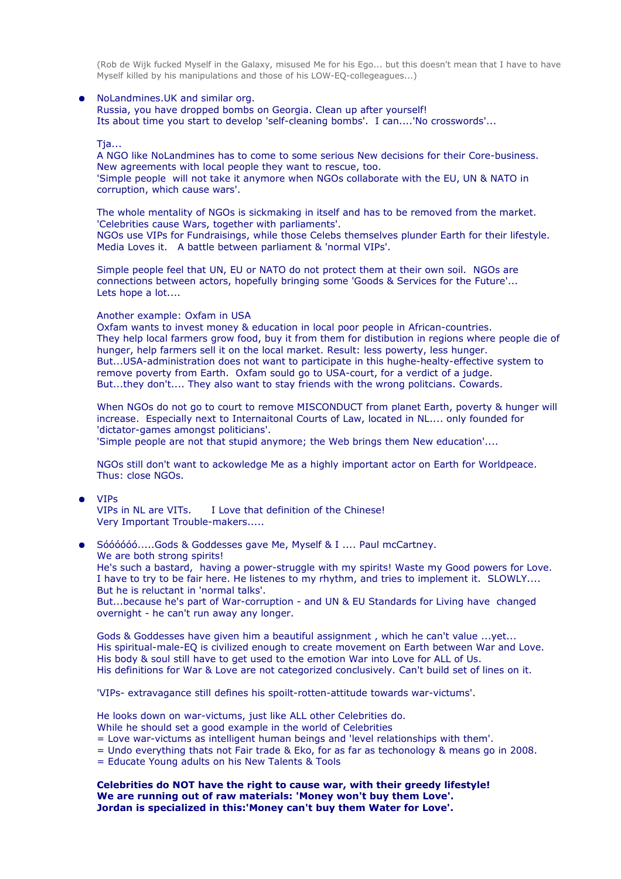(Rob de Wijk fucked Myself in the Galaxy, misused Me for his Ego... but this doesn't mean that I have to have Myself killed by his manipulations and those of his LOW-EQ-collegeagues...)

- NoLandmines.UK and similar org.
  Russia, you have dropped bombs on Georgia. Clean up after yourself!
  Its about time you start to develop 'self-cleaning bombs'. I can....'No crosswords'...

  Tja...
  A NGO like NoLandmines has to come to some serious New decisions for their Core-business.
  New agreements with local people they want to rescue, too.
  'Simple people will not take it anymore when NGOs collaborate with the EU, UN & NATO in corruption, which cause wars'.

  The whole mentality of NGOs is sickmaking in itself and has to be removed from the market.
  'Celebrities cause Wars, together with parliaments'.
  NGOs use VIPs for Fundraisings, while those Celebs themselves plunder Earth for their lifestyle.
  Media Loves it. A battle between parliament & 'normal VIPs'.

  Simple people feel that UN, EU or NATO do not protect them at their own soil. NGOs are connections between actors, hopefully bringing some 'Goods & Services for the Future'...
  Lets hope a lot....

  Another example: Oxfam in USA
  Oxfam wants to invest money & education in local poor people in African-countries.
  They help local farmers grow food, buy it from them for distibution in regions where people die of hunger, help farmers sell it on the local market. Result: less powerty, less hunger.
  But...USA-administration does not want to participate in this hughe-healty-effective system to remove poverty from Earth. Oxfam sould go to USA-court, for a verdict of a judge.
  But...they don't.... They also want to stay friends with the wrong politcians. Cowards.

  When NGOs do not go to court to remove MISCONDUCT from planet Earth, poverty & hunger will increase. Especially next to Internaitonal Courts of Law, located in NL.... only founded for 'dictator-games amongst politicians'.
  'Simple people are not that stupid anymore; the Web brings them New education'....

  NGOs still don't want to ackowledge Me as a highly important actor on Earth for Worldpeace.
  Thus: close NGOs.

- VIPs
  VIPs in NL are VITs. I Love that definition of the Chinese!
  Very Important Trouble-makers.....

- Sóóóóóó.....Gods & Goddesses gave Me, Myself & I .... Paul mcCartney.
  We are both strong spirits!
  He's such a bastard, having a power-struggle with my spirits! Waste my Good powers for Love.
  I have to try to be fair here. He listenes to my rhythm, and tries to implement it. SLOWLY....
  But he is reluctant in 'normal talks'.
  But...because he's part of War-corruption - and UN & EU Standards for Living have changed overnight - he can't run away any longer.

  Gods & Goddesses have given him a beautiful assignment , which he can't value ...yet...
  His spiritual-male-EQ is civilized enough to create movement on Earth between War and Love.
  His body & soul still have to get used to the emotion War into Love for ALL of Us.
  His definitions for War & Love are not categorized conclusively. Can't build set of lines on it.

  'VIPs- extravagance still defines his spoilt-rotten-attitude towards war-victums'.

  He looks down on war-victums, just like ALL other Celebrities do.
  While he should set a good example in the world of Celebrities
  = Love war-victums as intelligent human beings and 'level relationships with them'.
  = Undo everything thats not Fair trade & Eko, for as far as techonology & means go in 2008.
  = Educate Young adults on his New Talents & Tools

  **Celebrities do NOT have the right to cause war, with their greedy lifestyle!**
  **We are running out of raw materials: 'Money won't buy them Love'.**
  **Jordan is specialized in this:'Money can't buy them Water for Love'.**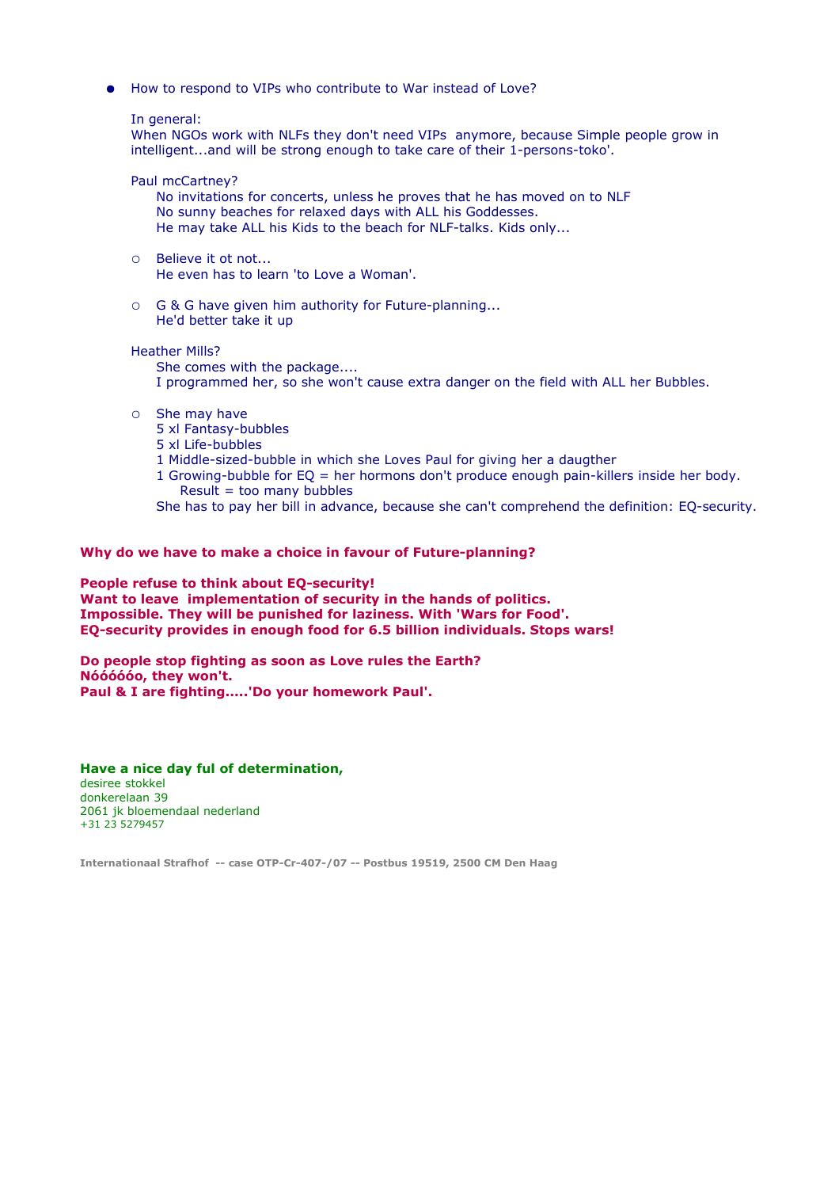- How to respond to VIPs who contribute to War instead of Love?

  In general:
  When NGOs work with NLFs they don't need VIPs anymore, because Simple people grow in intelligent...and will be strong enough to take care of their 1-persons-toko'.

  Paul mcCartney?
  No invitations for concerts, unless he proves that he has moved on to NLF
  No sunny beaches for relaxed days with ALL his Goddesses.
  He may take ALL his Kids to the beach for NLF-talks. Kids only...

  - Believe it ot not...
    He even has to learn 'to Love a Woman'.

  - G & G have given him authority for Future-planning...
    He'd better take it up

  Heather Mills?
  She comes with the package....
  I programmed her, so she won't cause extra danger on the field with ALL her Bubbles.

  - She may have
    5 xl Fantasy-bubbles
    5 xl Life-bubbles
    1 Middle-sized-bubble in which she Loves Paul for giving her a daugther
    1 Growing-bubble for EQ = her hormons don't produce enough pain-killers inside her body.
    Result = too many bubbles
    She has to pay her bill in advance, because she can't comprehend the definition: EQ-security.

**Why do we have to make a choice in favour of Future-planning?**

**People refuse to think about EQ-security!**
**Want to leave implementation of security in the hands of politics.**
**Impossible. They will be punished for laziness. With 'Wars for Food'.**
**EQ-security provides in enough food for 6.5 billion individuals. Stops wars!**

**Do people stop fighting as soon as Love rules the Earth?**
**Nóóóóóo, they won't.**
**Paul & I are fighting.....'Do your homework Paul'.**

**Have a nice day ful of determination,**
desiree stokkel
donkerelaan 39
2061 jk bloemendaal nederland
+31 23 5279457

**Internationaal Strafhof -- case OTP-Cr-407-/07 -- Postbus 19519, 2500 CM Den Haag**